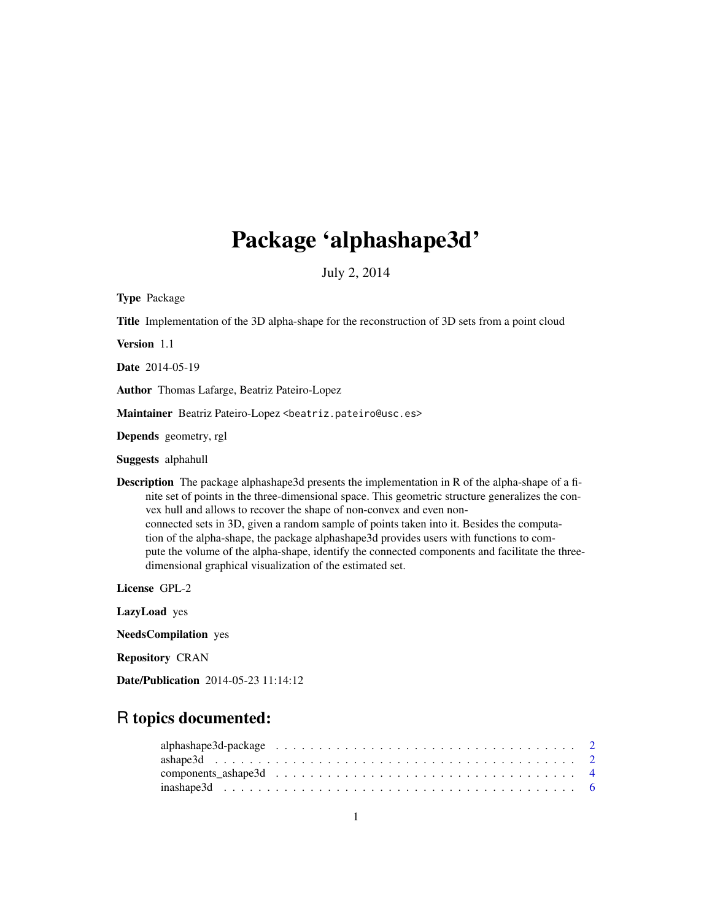# Package 'alphashape3d'

July 2, 2014

**Type** Package

**Title** Implementation of the 3D alpha-shape for the reconstruction of 3D sets from a point cloud

**Version** 1.1

**Date** 2014-05-19

**Author** Thomas Lafarge, Beatriz Pateiro-Lopez

**Maintainer** Beatriz Pateiro-Lopez <beatriz.pateiro@usc.es>

**Depends** geometry, rgl

**Suggests** alphahull

**Description** The package alphashape3d presents the implementation in R of the alpha-shape of a finite set of points in the three-dimensional space. This geometric structure generalizes the convex hull and allows to recover the shape of non-convex and even non-connected sets in 3D, given a random sample of points taken into it. Besides the computation of the alpha-shape, the package alphashape3d provides users with functions to compute the volume of the alpha-shape, identify the connected components and facilitate the three-dimensional graphical visualization of the estimated set.

**License** GPL-2

**LazyLoad** yes

**NeedsCompilation** yes

**Repository** CRAN

**Date/Publication** 2014-05-23 11:14:12

## R topics documented:

alphashape3d-package . . . . . . . . . . . . . . . . . . . . . . . . . . . . . . . . . . 2
ashape3d . . . . . . . . . . . . . . . . . . . . . . . . . . . . . . . . . . . . . . . . 2
components_ashape3d . . . . . . . . . . . . . . . . . . . . . . . . . . . . . . . . . . 4
inashape3d . . . . . . . . . . . . . . . . . . . . . . . . . . . . . . . . . . . . . . . 6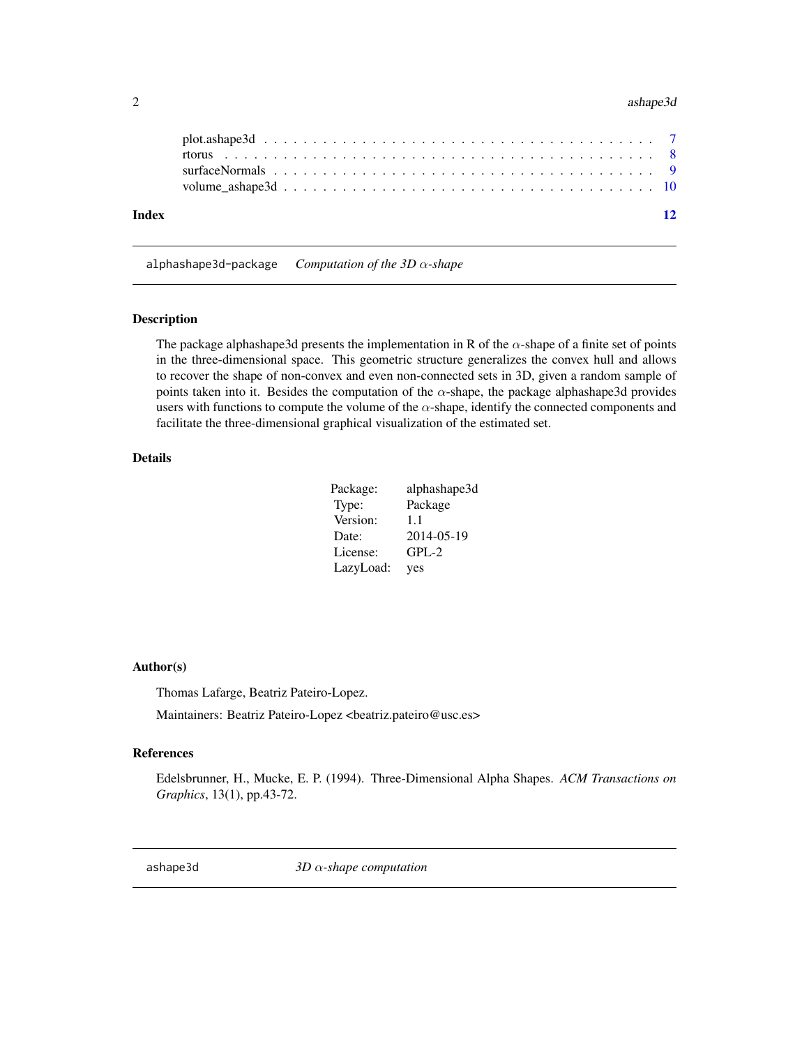plot.ashape3d . . . . . . . . . . . . . . . . . . . . . . . . . . . . . . . . . . . . . . 7
rtorus . . . . . . . . . . . . . . . . . . . . . . . . . . . . . . . . . . . . . . . . . 8
surfaceNormals . . . . . . . . . . . . . . . . . . . . . . . . . . . . . . . . . . . . . 9
volume_ashape3d . . . . . . . . . . . . . . . . . . . . . . . . . . . . . . . . . . . . 10

**Index** **12**

---

`alphashape3d-package` *Computation of the 3D $\alpha$-shape*

---

## Description

The package alphashape3d presents the implementation in R of the $\alpha$-shape of a finite set of points in the three-dimensional space. This geometric structure generalizes the convex hull and allows to recover the shape of non-convex and even non-connected sets in 3D, given a random sample of points taken into it. Besides the computation of the $\alpha$-shape, the package alphashape3d provides users with functions to compute the volume of the $\alpha$-shape, identify the connected components and facilitate the three-dimensional graphical visualization of the estimated set.

## Details

| | |
|---|---|
| Package: | alphashape3d |
| Type: | Package |
| Version: | 1.1 |
| Date: | 2014-05-19 |
| License: | GPL-2 |
| LazyLoad: | yes |

## Author(s)

Thomas Lafarge, Beatriz Pateiro-Lopez.

Maintainers: Beatriz Pateiro-Lopez <beatriz.pateiro@usc.es>

## References

Edelsbrunner, H., Mucke, E. P. (1994). Three-Dimensional Alpha Shapes. *ACM Transactions on Graphics*, 13(1), pp.43-72.

---

`ashape3d` *3D $\alpha$-shape computation*

---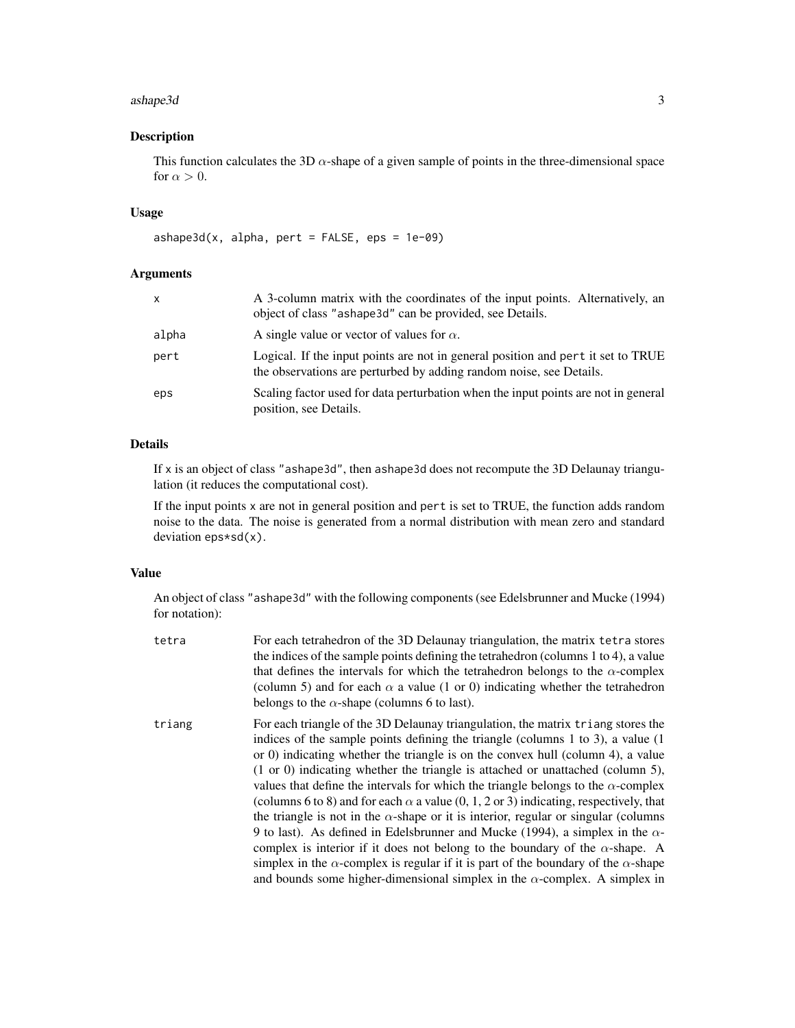## Description

This function calculates the 3D $\alpha$-shape of a given sample of points in the three-dimensional space for $\alpha > 0$.

## Usage

```
ashape3d(x, alpha, pert = FALSE, eps = 1e-09)
```

## Arguments

| | |
|---|---|
| `x` | A 3-column matrix with the coordinates of the input points. Alternatively, an object of class "ashape3d" can be provided, see Details. |
| `alpha` | A single value or vector of values for $\alpha$. |
| `pert` | Logical. If the input points are not in general position and `pert` it set to TRUE the observations are perturbed by adding random noise, see Details. |
| `eps` | Scaling factor used for data perturbation when the input points are not in general position, see Details. |

## Details

If `x` is an object of class "ashape3d", then `ashape3d` does not recompute the 3D Delaunay triangulation (it reduces the computational cost).

If the input points `x` are not in general position and `pert` is set to TRUE, the function adds random noise to the data. The noise is generated from a normal distribution with mean zero and standard deviation `eps*sd(x)`.

## Value

An object of class "ashape3d" with the following components (see Edelsbrunner and Mucke (1994) for notation):

| | |
|---|---|
| `tetra` | For each tetrahedron of the 3D Delaunay triangulation, the matrix `tetra` stores the indices of the sample points defining the tetrahedron (columns 1 to 4), a value that defines the intervals for which the tetrahedron belongs to the $\alpha$-complex (column 5) and for each $\alpha$ a value (1 or 0) indicating whether the tetrahedron belongs to the $\alpha$-shape (columns 6 to last). |
| `triang` | For each triangle of the 3D Delaunay triangulation, the matrix `triang` stores the indices of the sample points defining the triangle (columns 1 to 3), a value (1 or 0) indicating whether the triangle is on the convex hull (column 4), a value (1 or 0) indicating whether the triangle is attached or unattached (column 5), values that define the intervals for which the triangle belongs to the $\alpha$-complex (columns 6 to 8) and for each $\alpha$ a value (0, 1, 2 or 3) indicating, respectively, that the triangle is not in the $\alpha$-shape or it is interior, regular or singular (columns 9 to last). As defined in Edelsbrunner and Mucke (1994), a simplex in the $\alpha$-complex is interior if it does not belong to the boundary of the $\alpha$-shape. A simplex in the $\alpha$-complex is regular if it is part of the boundary of the $\alpha$-shape and bounds some higher-dimensional simplex in the $\alpha$-complex. A simplex in |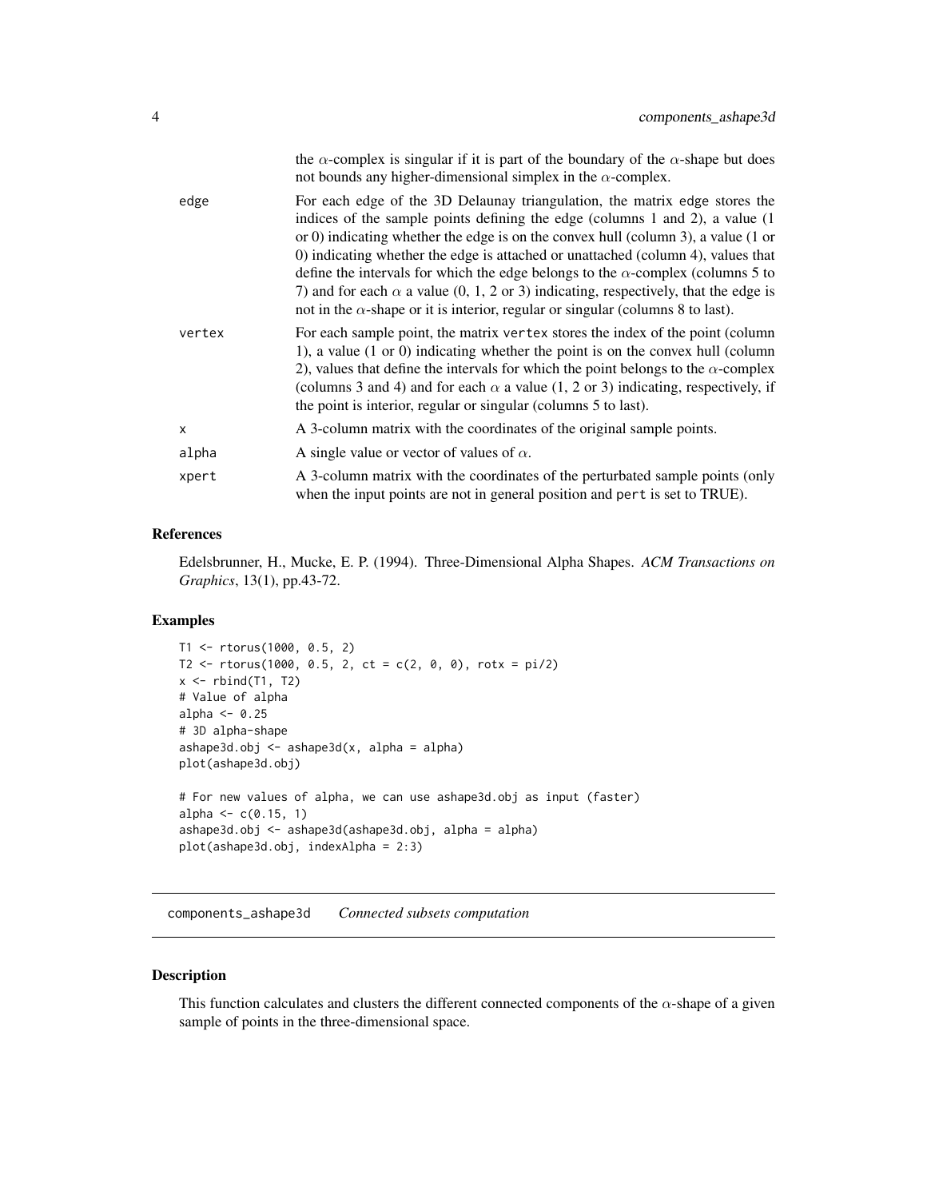the $\alpha$-complex is singular if it is part of the boundary of the $\alpha$-shape but does not bounds any higher-dimensional simplex in the $\alpha$-complex.

edge
: For each edge of the 3D Delaunay triangulation, the matrix edge stores the indices of the sample points defining the edge (columns 1 and 2), a value (1 or 0) indicating whether the edge is on the convex hull (column 3), a value (1 or 0) indicating whether the edge is attached or unattached (column 4), values that define the intervals for which the edge belongs to the $\alpha$-complex (columns 5 to 7) and for each $\alpha$ a value (0, 1, 2 or 3) indicating, respectively, that the edge is not in the $\alpha$-shape or it is interior, regular or singular (columns 8 to last).

vertex
: For each sample point, the matrix vertex stores the index of the point (column 1), a value (1 or 0) indicating whether the point is on the convex hull (column 2), values that define the intervals for which the point belongs to the $\alpha$-complex (columns 3 and 4) and for each $\alpha$ a value (1, 2 or 3) indicating, respectively, if the point is interior, regular or singular (columns 5 to last).

x
: A 3-column matrix with the coordinates of the original sample points.

alpha
: A single value or vector of values of $\alpha$.

xpert
: A 3-column matrix with the coordinates of the perturbated sample points (only when the input points are not in general position and pert is set to TRUE).

### References

Edelsbrunner, H., Mucke, E. P. (1994). Three-Dimensional Alpha Shapes. *ACM Transactions on Graphics*, 13(1), pp.43-72.

### Examples

```
T1 <- rtorus(1000, 0.5, 2)
T2 <- rtorus(1000, 0.5, 2, ct = c(2, 0, 0), rotx = pi/2)
x <- rbind(T1, T2)
# Value of alpha
alpha <- 0.25
# 3D alpha-shape
ashape3d.obj <- ashape3d(x, alpha = alpha)
plot(ashape3d.obj)

# For new values of alpha, we can use ashape3d.obj as input (faster)
alpha <- c(0.15, 1)
ashape3d.obj <- ashape3d(ashape3d.obj, alpha = alpha)
plot(ashape3d.obj, indexAlpha = 2:3)
```

## components_ashape3d *Connected subsets computation*

### Description

This function calculates and clusters the different connected components of the $\alpha$-shape of a given sample of points in the three-dimensional space.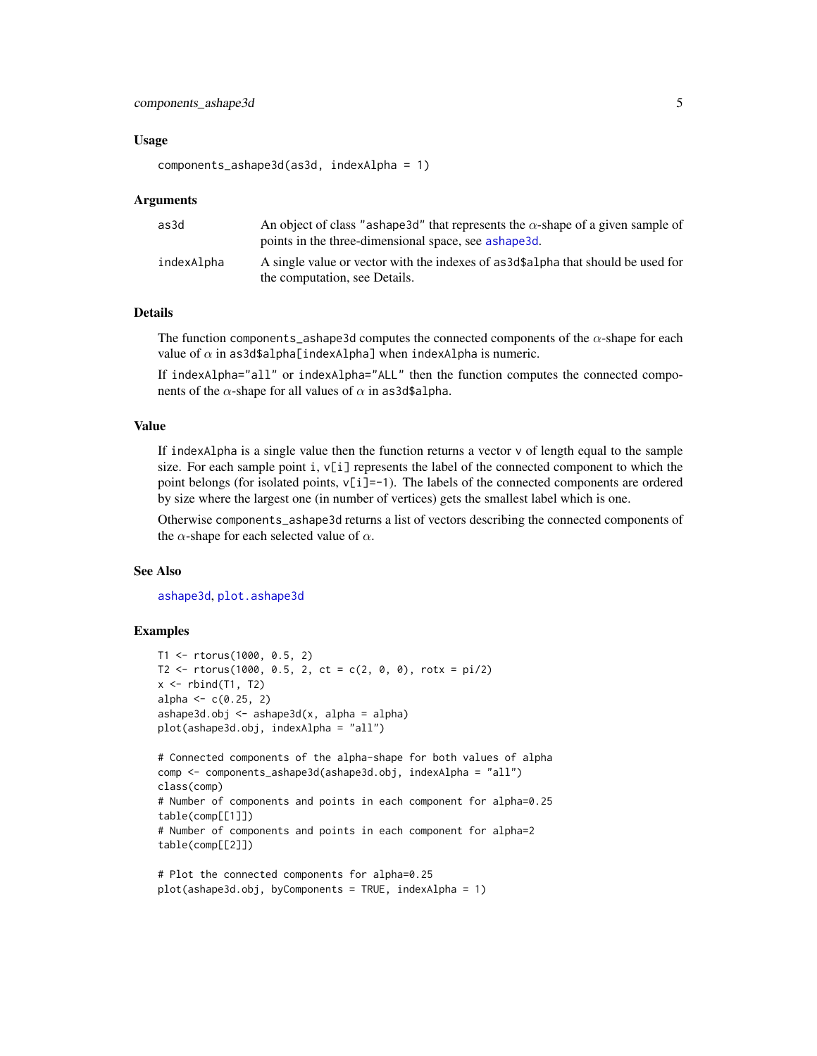### Usage

```
components_ashape3d(as3d, indexAlpha = 1)
```

### Arguments

| | |
|---|---|
| as3d | An object of class "ashape3d" that represents the $\alpha$-shape of a given sample of points in the three-dimensional space, see ashape3d. |
| indexAlpha | A single value or vector with the indexes of as3d$alpha that should be used for the computation, see Details. |

### Details

The function components_ashape3d computes the connected components of the $\alpha$-shape for each value of $\alpha$ in as3d$alpha[indexAlpha] when indexAlpha is numeric.

If indexAlpha="all" or indexAlpha="ALL" then the function computes the connected components of the $\alpha$-shape for all values of $\alpha$ in as3d$alpha.

### Value

If indexAlpha is a single value then the function returns a vector v of length equal to the sample size. For each sample point i, v[i] represents the label of the connected component to which the point belongs (for isolated points, v[i]=-1). The labels of the connected components are ordered by size where the largest one (in number of vertices) gets the smallest label which is one.

Otherwise components_ashape3d returns a list of vectors describing the connected components of the $\alpha$-shape for each selected value of $\alpha$.

### See Also

ashape3d, plot.ashape3d

### Examples

```
T1 <- rtorus(1000, 0.5, 2)
T2 <- rtorus(1000, 0.5, 2, ct = c(2, 0, 0), rotx = pi/2)
x <- rbind(T1, T2)
alpha <- c(0.25, 2)
ashape3d.obj <- ashape3d(x, alpha = alpha)
plot(ashape3d.obj, indexAlpha = "all")

# Connected components of the alpha-shape for both values of alpha
comp <- components_ashape3d(ashape3d.obj, indexAlpha = "all")
class(comp)
# Number of components and points in each component for alpha=0.25
table(comp[[1]])
# Number of components and points in each component for alpha=2
table(comp[[2]])

# Plot the connected components for alpha=0.25
plot(ashape3d.obj, byComponents = TRUE, indexAlpha = 1)
```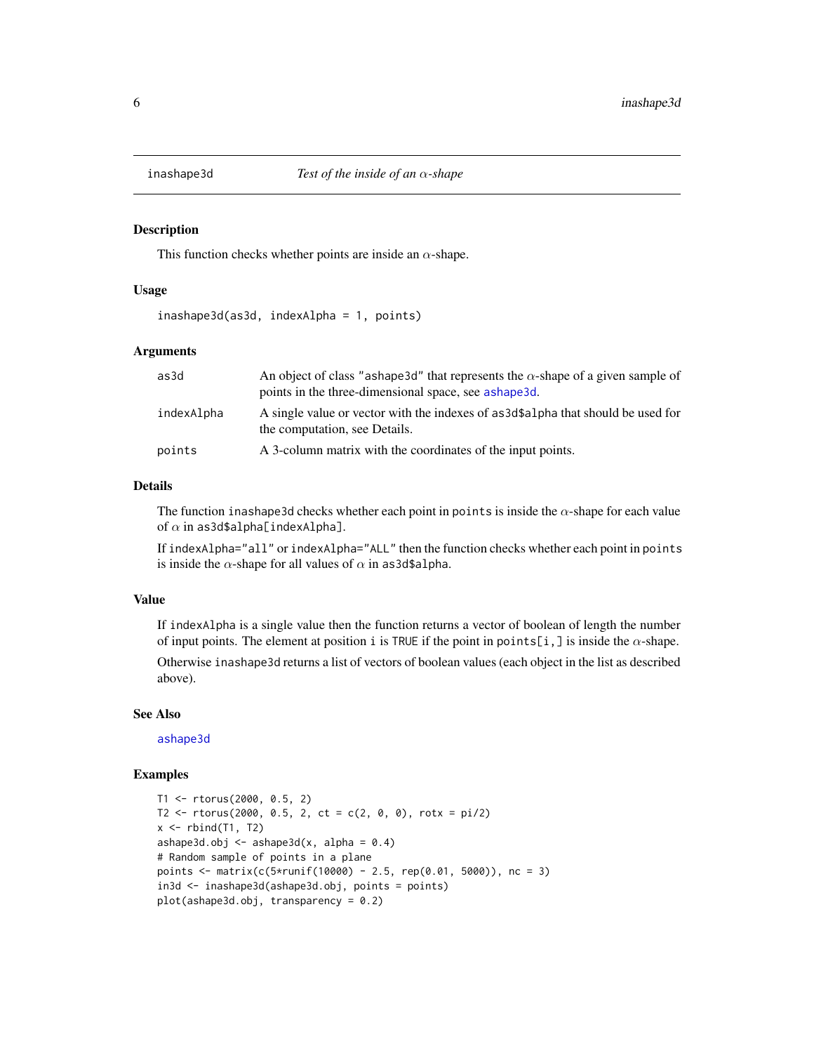inashape3d — *Test of the inside of an $\alpha$-shape*

## Description

This function checks whether points are inside an $\alpha$-shape.

## Usage

```
inashape3d(as3d, indexAlpha = 1, points)
```

## Arguments

| | |
|---|---|
| as3d | An object of class "ashape3d" that represents the $\alpha$-shape of a given sample of points in the three-dimensional space, see ashape3d. |
| indexAlpha | A single value or vector with the indexes of as3d$alpha that should be used for the computation, see Details. |
| points | A 3-column matrix with the coordinates of the input points. |

## Details

The function inashape3d checks whether each point in points is inside the $\alpha$-shape for each value of $\alpha$ in as3d$alpha[indexAlpha].

If indexAlpha="all" or indexAlpha="ALL" then the function checks whether each point in points is inside the $\alpha$-shape for all values of $\alpha$ in as3d$alpha.

## Value

If indexAlpha is a single value then the function returns a vector of boolean of length the number of input points. The element at position i is TRUE if the point in points[i,] is inside the $\alpha$-shape.

Otherwise inashape3d returns a list of vectors of boolean values (each object in the list as described above).

## See Also

ashape3d

## Examples

```
T1 <- rtorus(2000, 0.5, 2)
T2 <- rtorus(2000, 0.5, 2, ct = c(2, 0, 0), rotx = pi/2)
x <- rbind(T1, T2)
ashape3d.obj <- ashape3d(x, alpha = 0.4)
# Random sample of points in a plane
points <- matrix(c(5*runif(10000) - 2.5, rep(0.01, 5000)), nc = 3)
in3d <- inashape3d(ashape3d.obj, points = points)
plot(ashape3d.obj, transparency = 0.2)
```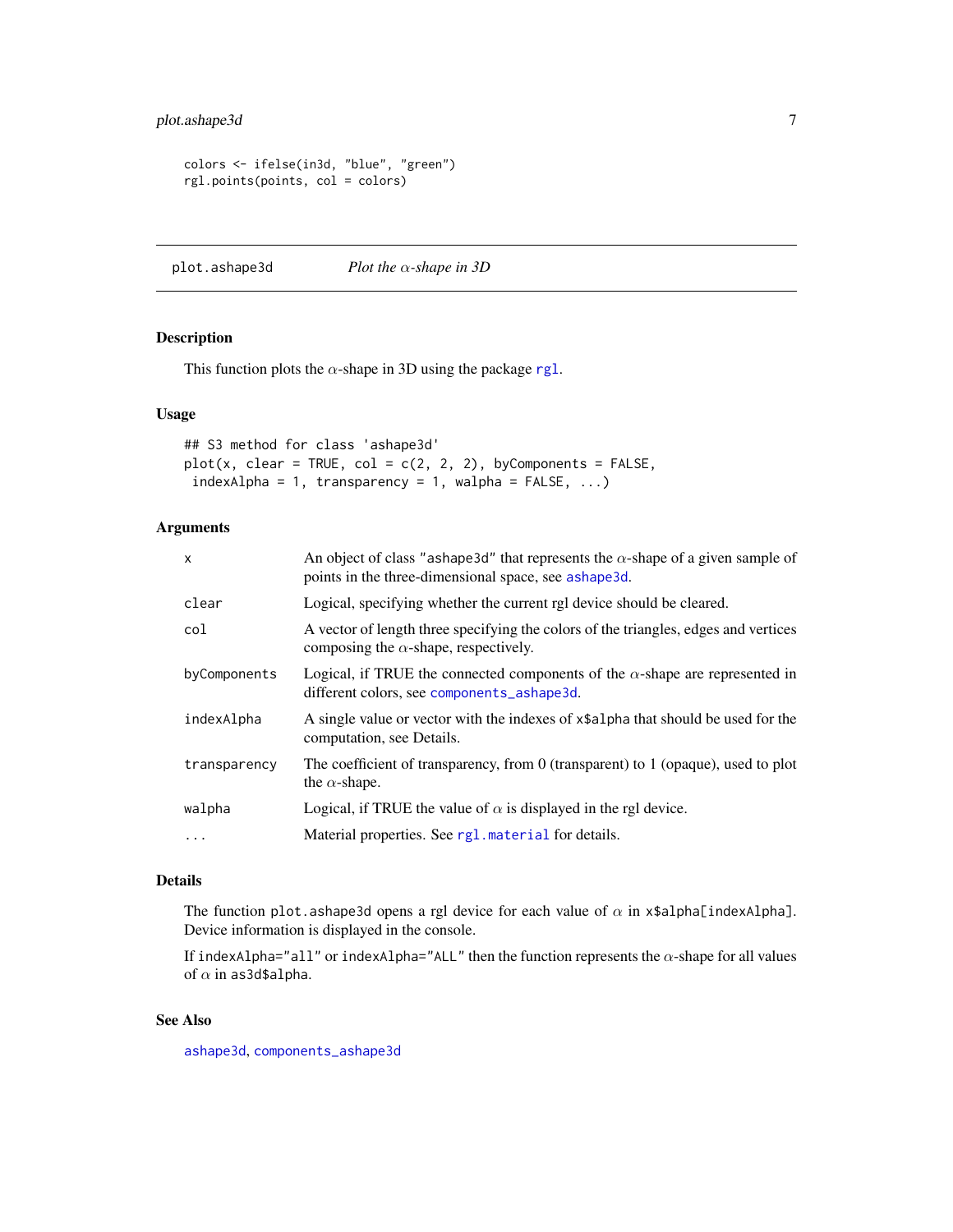```
colors <- ifelse(in3d, "blue", "green")
rgl.points(points, col = colors)
```

---

## plot.ashape3d — *Plot the $\alpha$-shape in 3D*

### Description

This function plots the $\alpha$-shape in 3D using the package rgl.

### Usage

```
## S3 method for class 'ashape3d'
plot(x, clear = TRUE, col = c(2, 2, 2), byComponents = FALSE,
 indexAlpha = 1, transparency = 1, walpha = FALSE, ...)
```

### Arguments

| | |
|---|---|
| `x` | An object of class "ashape3d" that represents the $\alpha$-shape of a given sample of points in the three-dimensional space, see ashape3d. |
| `clear` | Logical, specifying whether the current rgl device should be cleared. |
| `col` | A vector of length three specifying the colors of the triangles, edges and vertices composing the $\alpha$-shape, respectively. |
| `byComponents` | Logical, if TRUE the connected components of the $\alpha$-shape are represented in different colors, see components_ashape3d. |
| `indexAlpha` | A single value or vector with the indexes of `x$alpha` that should be used for the computation, see Details. |
| `transparency` | The coefficient of transparency, from 0 (transparent) to 1 (opaque), used to plot the $\alpha$-shape. |
| `walpha` | Logical, if TRUE the value of $\alpha$ is displayed in the rgl device. |
| `...` | Material properties. See rgl.material for details. |

### Details

The function `plot.ashape3d` opens a rgl device for each value of $\alpha$ in `x$alpha[indexAlpha]`. Device information is displayed in the console.

If `indexAlpha="all"` or `indexAlpha="ALL"` then the function represents the $\alpha$-shape for all values of $\alpha$ in `as3d$alpha`.

### See Also

ashape3d, components_ashape3d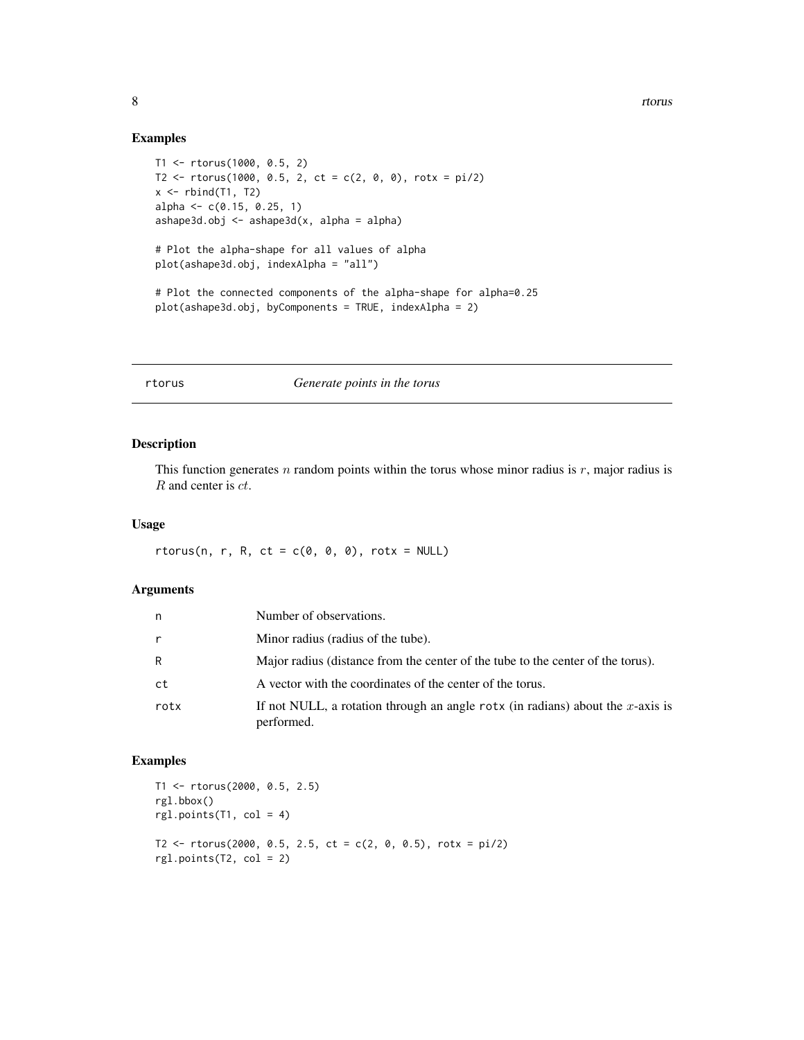## Examples

```
T1 <- rtorus(1000, 0.5, 2)
T2 <- rtorus(1000, 0.5, 2, ct = c(2, 0, 0), rotx = pi/2)
x <- rbind(T1, T2)
alpha <- c(0.15, 0.25, 1)
ashape3d.obj <- ashape3d(x, alpha = alpha)

# Plot the alpha-shape for all values of alpha
plot(ashape3d.obj, indexAlpha = "all")

# Plot the connected components of the alpha-shape for alpha=0.25
plot(ashape3d.obj, byComponents = TRUE, indexAlpha = 2)
```

---

# rtorus — *Generate points in the torus*

---

## Description

This function generates $n$ random points within the torus whose minor radius is $r$, major radius is $R$ and center is $ct$.

## Usage

```
rtorus(n, r, R, ct = c(0, 0, 0), rotx = NULL)
```

## Arguments

| | |
|---|---|
| n | Number of observations. |
| r | Minor radius (radius of the tube). |
| R | Major radius (distance from the center of the tube to the center of the torus). |
| ct | A vector with the coordinates of the center of the torus. |
| rotx | If not NULL, a rotation through an angle rotx (in radians) about the $x$-axis is performed. |

## Examples

```
T1 <- rtorus(2000, 0.5, 2.5)
rgl.bbox()
rgl.points(T1, col = 4)

T2 <- rtorus(2000, 0.5, 2.5, ct = c(2, 0, 0.5), rotx = pi/2)
rgl.points(T2, col = 2)
```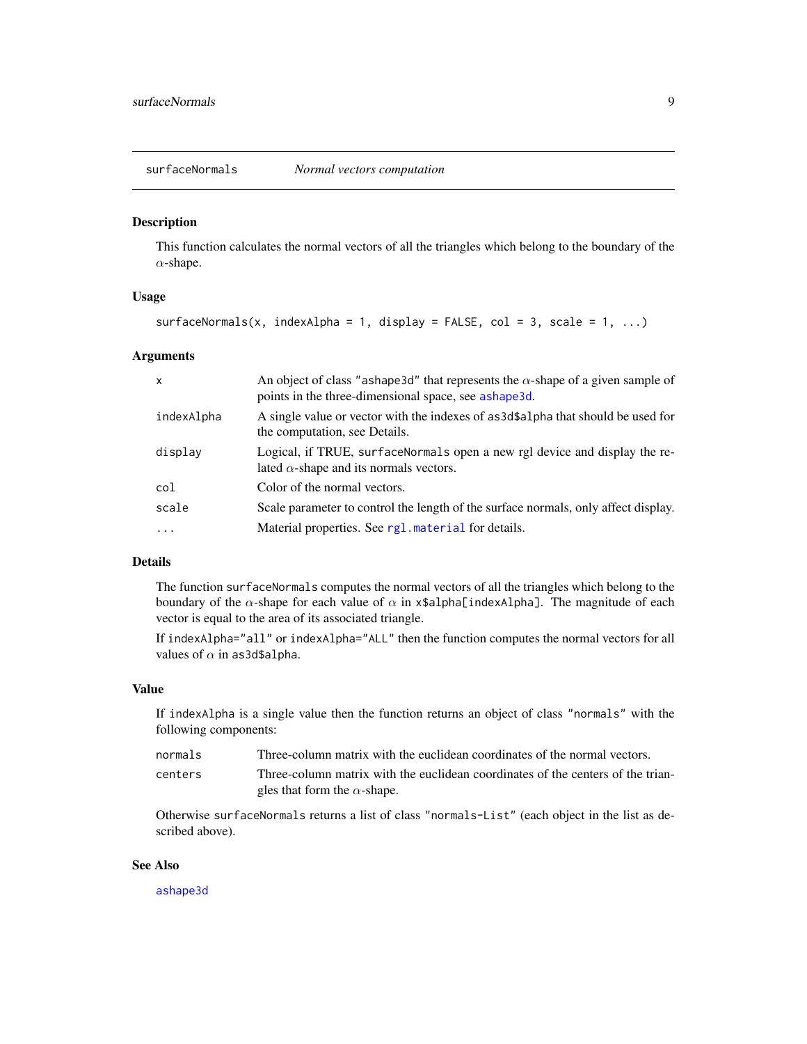## surfaceNormals — *Normal vectors computation*

### Description

This function calculates the normal vectors of all the triangles which belong to the boundary of the $\alpha$-shape.

### Usage

```
surfaceNormals(x, indexAlpha = 1, display = FALSE, col = 3, scale = 1, ...)
```

### Arguments

| | |
|---|---|
| `x` | An object of class "ashape3d" that represents the $\alpha$-shape of a given sample of points in the three-dimensional space, see `ashape3d`. |
| `indexAlpha` | A single value or vector with the indexes of `as3d$alpha` that should be used for the computation, see Details. |
| `display` | Logical, if TRUE, `surfaceNormals` open a new rgl device and display the related $\alpha$-shape and its normals vectors. |
| `col` | Color of the normal vectors. |
| `scale` | Scale parameter to control the length of the surface normals, only affect display. |
| `...` | Material properties. See `rgl.material` for details. |

### Details

The function `surfaceNormals` computes the normal vectors of all the triangles which belong to the boundary of the $\alpha$-shape for each value of $\alpha$ in `x$alpha[indexAlpha]`. The magnitude of each vector is equal to the area of its associated triangle.

If `indexAlpha="all"` or `indexAlpha="ALL"` then the function computes the normal vectors for all values of $\alpha$ in `as3d$alpha`.

### Value

If `indexAlpha` is a single value then the function returns an object of class "normals" with the following components:

| | |
|---|---|
| `normals` | Three-column matrix with the euclidean coordinates of the normal vectors. |
| `centers` | Three-column matrix with the euclidean coordinates of the centers of the triangles that form the $\alpha$-shape. |

Otherwise `surfaceNormals` returns a list of class "normals-List" (each object in the list as described above).

### See Also

`ashape3d`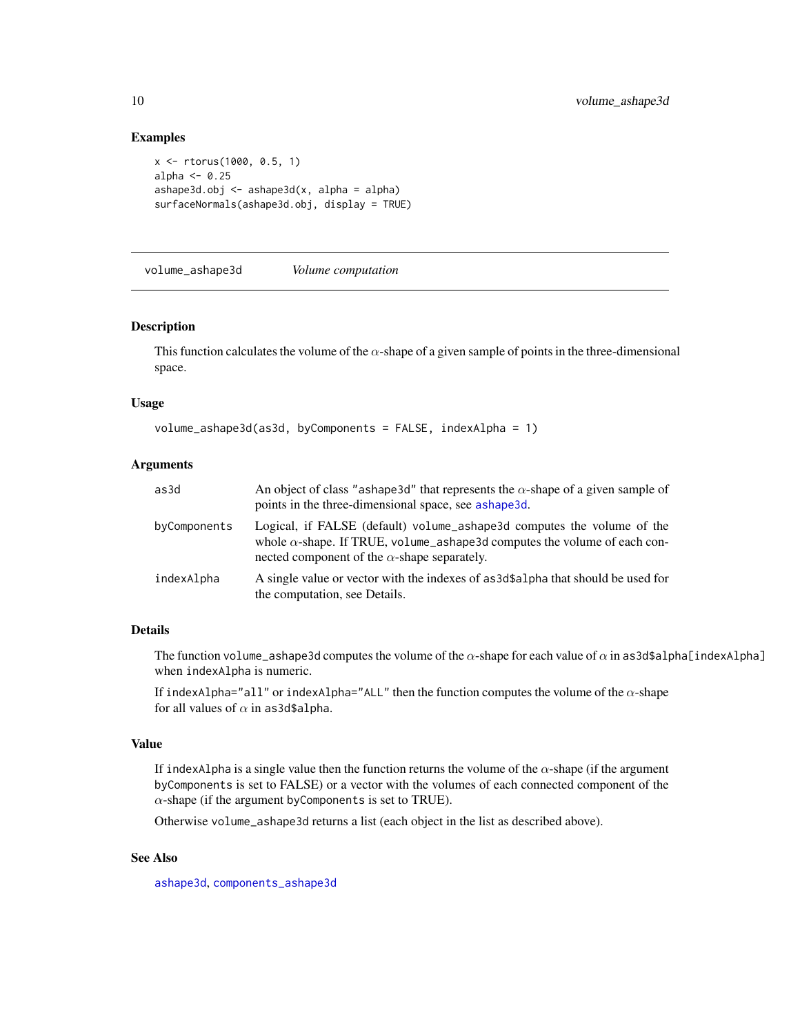### Examples

```
x <- rtorus(1000, 0.5, 1)
alpha <- 0.25
ashape3d.obj <- ashape3d(x, alpha = alpha)
surfaceNormals(ashape3d.obj, display = TRUE)
```

---

## volume_ashape3d *Volume computation*

---

### Description

This function calculates the volume of the $\alpha$-shape of a given sample of points in the three-dimensional space.

### Usage

```
volume_ashape3d(as3d, byComponents = FALSE, indexAlpha = 1)
```

### Arguments

| | |
|---|---|
| as3d | An object of class "ashape3d" that represents the $\alpha$-shape of a given sample of points in the three-dimensional space, see ashape3d. |
| byComponents | Logical, if FALSE (default) volume_ashape3d computes the volume of the whole $\alpha$-shape. If TRUE, volume_ashape3d computes the volume of each connected component of the $\alpha$-shape separately. |
| indexAlpha | A single value or vector with the indexes of as3d$alpha that should be used for the computation, see Details. |

### Details

The function volume_ashape3d computes the volume of the $\alpha$-shape for each value of $\alpha$ in as3d$alpha[indexAlpha] when indexAlpha is numeric.

If indexAlpha="all" or indexAlpha="ALL" then the function computes the volume of the $\alpha$-shape for all values of $\alpha$ in as3d$alpha.

### Value

If indexAlpha is a single value then the function returns the volume of the $\alpha$-shape (if the argument byComponents is set to FALSE) or a vector with the volumes of each connected component of the $\alpha$-shape (if the argument byComponents is set to TRUE).

Otherwise volume_ashape3d returns a list (each object in the list as described above).

### See Also

ashape3d, components_ashape3d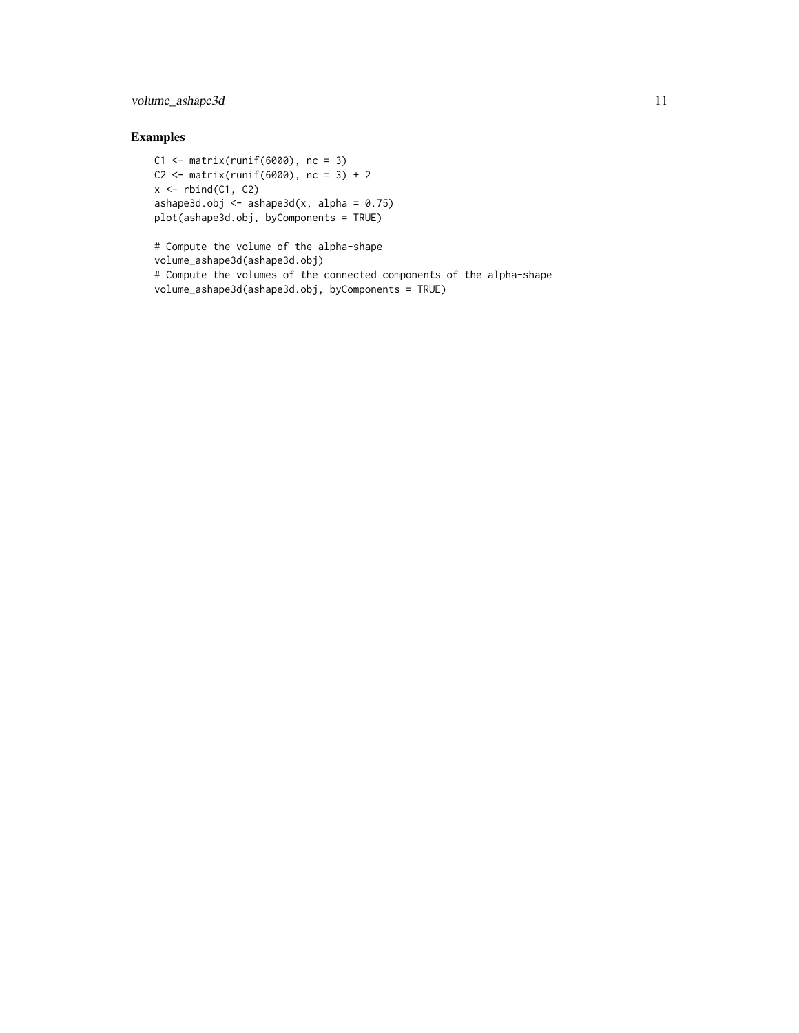## Examples

```
C1 <- matrix(runif(6000), nc = 3)
C2 <- matrix(runif(6000), nc = 3) + 2
x <- rbind(C1, C2)
ashape3d.obj <- ashape3d(x, alpha = 0.75)
plot(ashape3d.obj, byComponents = TRUE)

# Compute the volume of the alpha-shape
volume_ashape3d(ashape3d.obj)
# Compute the volumes of the connected components of the alpha-shape
volume_ashape3d(ashape3d.obj, byComponents = TRUE)
```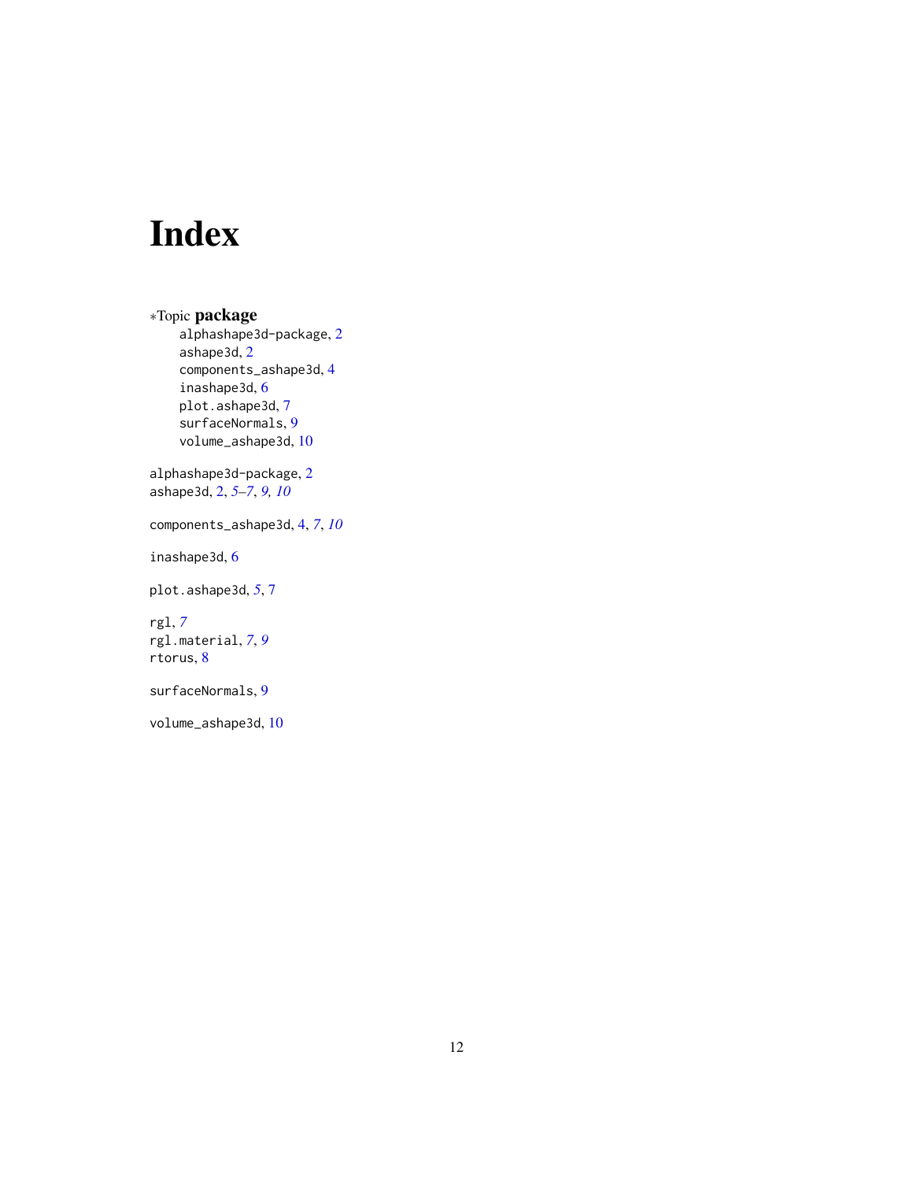# Index

*Topic **package**

alphashape3d-package, 2
ashape3d, 2
components_ashape3d, 4
inashape3d, 6
plot.ashape3d, 7
surfaceNormals, 9
volume_ashape3d, 10

alphashape3d-package, 2
ashape3d, 2, *5–7*, *9, 10*

components_ashape3d, 4, *7*, *10*

inashape3d, 6

plot.ashape3d, *5*, 7

rgl, *7*
rgl.material, *7*, *9*
rtorus, 8

surfaceNormals, 9

volume_ashape3d, 10